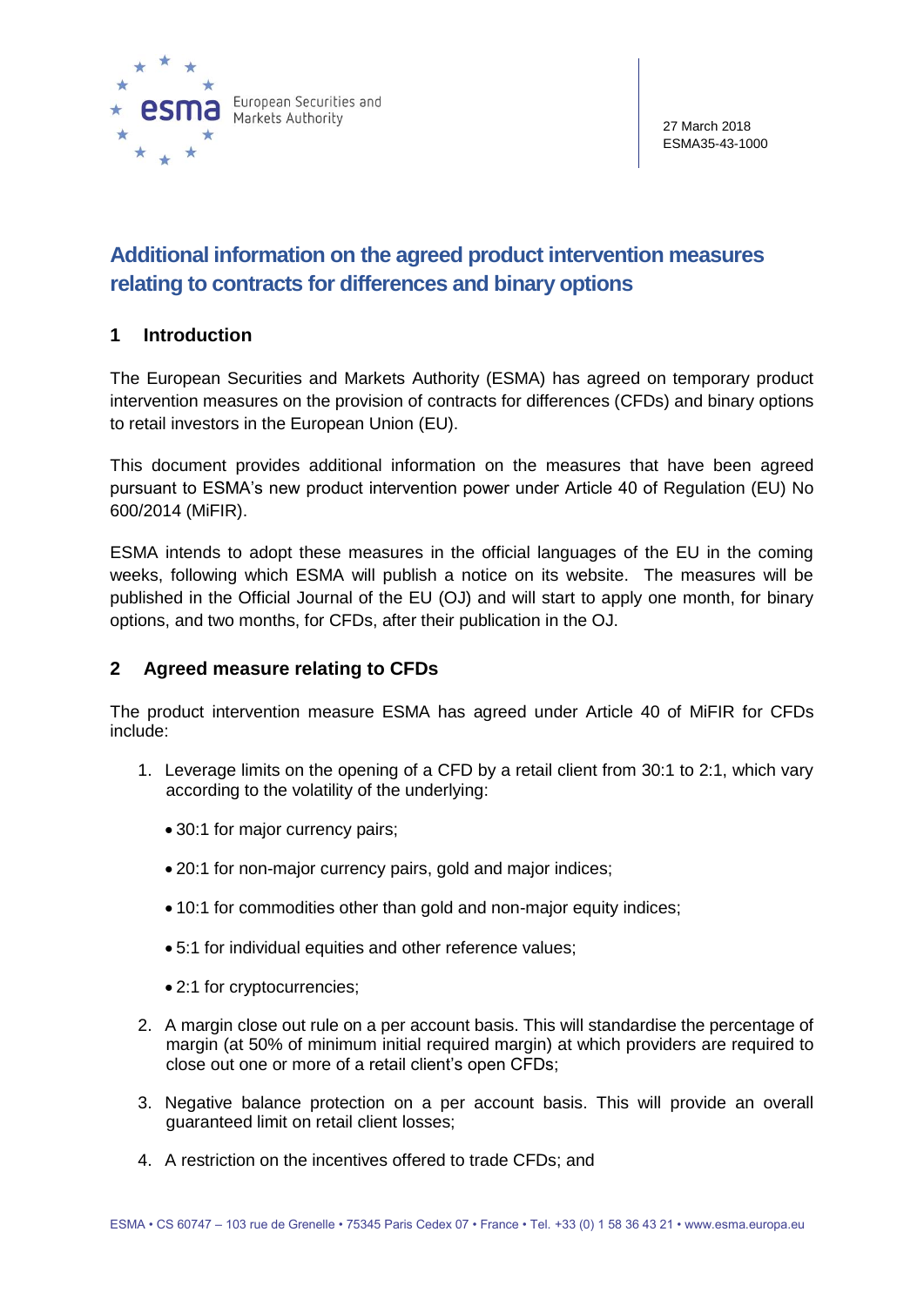27 March 2018
ESMA35-43-1000

# Additional information on the agreed product intervention measures relating to contracts for differences and binary options

## 1 Introduction

The European Securities and Markets Authority (ESMA) has agreed on temporary product intervention measures on the provision of contracts for differences (CFDs) and binary options to retail investors in the European Union (EU).

This document provides additional information on the measures that have been agreed pursuant to ESMA's new product intervention power under Article 40 of Regulation (EU) No 600/2014 (MiFIR).

ESMA intends to adopt these measures in the official languages of the EU in the coming weeks, following which ESMA will publish a notice on its website. The measures will be published in the Official Journal of the EU (OJ) and will start to apply one month, for binary options, and two months, for CFDs, after their publication in the OJ.

## 2 Agreed measure relating to CFDs

The product intervention measure ESMA has agreed under Article 40 of MiFIR for CFDs include:

1. Leverage limits on the opening of a CFD by a retail client from 30:1 to 2:1, which vary according to the volatility of the underlying:
   - 30:1 for major currency pairs;
   - 20:1 for non-major currency pairs, gold and major indices;
   - 10:1 for commodities other than gold and non-major equity indices;
   - 5:1 for individual equities and other reference values;
   - 2:1 for cryptocurrencies;
2. A margin close out rule on a per account basis. This will standardise the percentage of margin (at 50% of minimum initial required margin) at which providers are required to close out one or more of a retail client's open CFDs;
3. Negative balance protection on a per account basis. This will provide an overall guaranteed limit on retail client losses;
4. A restriction on the incentives offered to trade CFDs; and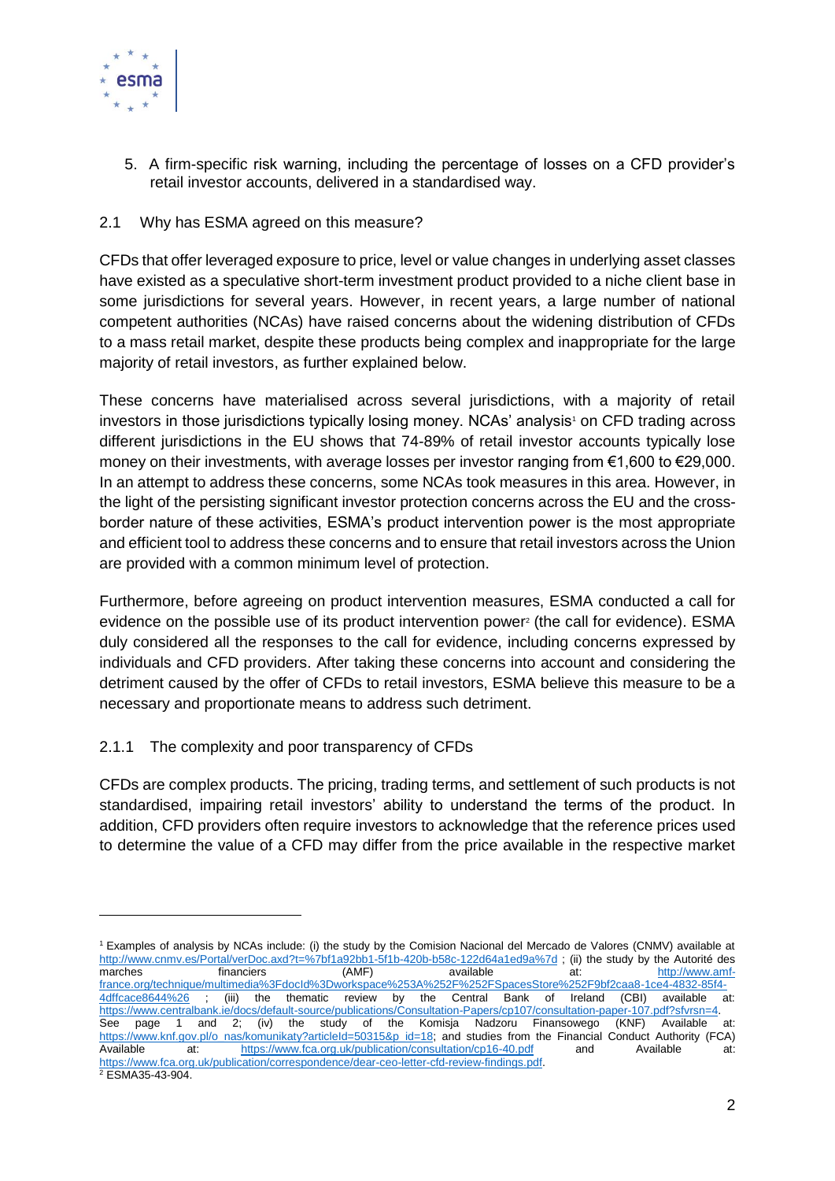5. A firm-specific risk warning, including the percentage of losses on a CFD provider's retail investor accounts, delivered in a standardised way.

## 2.1 Why has ESMA agreed on this measure?

CFDs that offer leveraged exposure to price, level or value changes in underlying asset classes have existed as a speculative short-term investment product provided to a niche client base in some jurisdictions for several years. However, in recent years, a large number of national competent authorities (NCAs) have raised concerns about the widening distribution of CFDs to a mass retail market, despite these products being complex and inappropriate for the large majority of retail investors, as further explained below.

These concerns have materialised across several jurisdictions, with a majority of retail investors in those jurisdictions typically losing money. NCAs' analysis[1] on CFD trading across different jurisdictions in the EU shows that 74-89% of retail investor accounts typically lose money on their investments, with average losses per investor ranging from €1,600 to €29,000. In an attempt to address these concerns, some NCAs took measures in this area. However, in the light of the persisting significant investor protection concerns across the EU and the cross-border nature of these activities, ESMA's product intervention power is the most appropriate and efficient tool to address these concerns and to ensure that retail investors across the Union are provided with a common minimum level of protection.

Furthermore, before agreeing on product intervention measures, ESMA conducted a call for evidence on the possible use of its product intervention power[2] (the call for evidence). ESMA duly considered all the responses to the call for evidence, including concerns expressed by individuals and CFD providers. After taking these concerns into account and considering the detriment caused by the offer of CFDs to retail investors, ESMA believe this measure to be a necessary and proportionate means to address such detriment.

### 2.1.1 The complexity and poor transparency of CFDs

CFDs are complex products. The pricing, trading terms, and settlement of such products is not standardised, impairing retail investors' ability to understand the terms of the product. In addition, CFD providers often require investors to acknowledge that the reference prices used to determine the value of a CFD may differ from the price available in the respective market

---

[1] Examples of analysis by NCAs include: (i) the study by the Comision Nacional del Mercado de Valores (CNMV) available at http://www.cnmv.es/Portal/verDoc.axd?t=%7bf1a92bb1-5f1b-420b-b58c-122d64a1ed9a%7d ; (ii) the study by the Autorité des marches financiers (AMF) available at: http://www.amf-france.org/technique/multimedia%3FdocId%3Dworkspace%253A%252F%252FSpacesStore%252F9bf2caa8-1ce4-4832-85f4-4dffcace8644%26 ; (iii) the thematic review by the Central Bank of Ireland (CBI) available at: https://www.centralbank.ie/docs/default-source/publications/Consultation-Papers/cp107/consultation-paper-107.pdf?sfvrsn=4. See page 1 and 2; (iv) the study of the Komisja Nadzoru Finansowego (KNF) Available at: https://www.knf.gov.pl/o_nas/komunikaty?articleId=50315&p_id=18; and studies from the Financial Conduct Authority (FCA) Available at: https://www.fca.org.uk/publication/consultation/cp16-40.pdf and Available at: https://www.fca.org.uk/publication/correspondence/dear-ceo-letter-cfd-review-findings.pdf.

[2] ESMA35-43-904.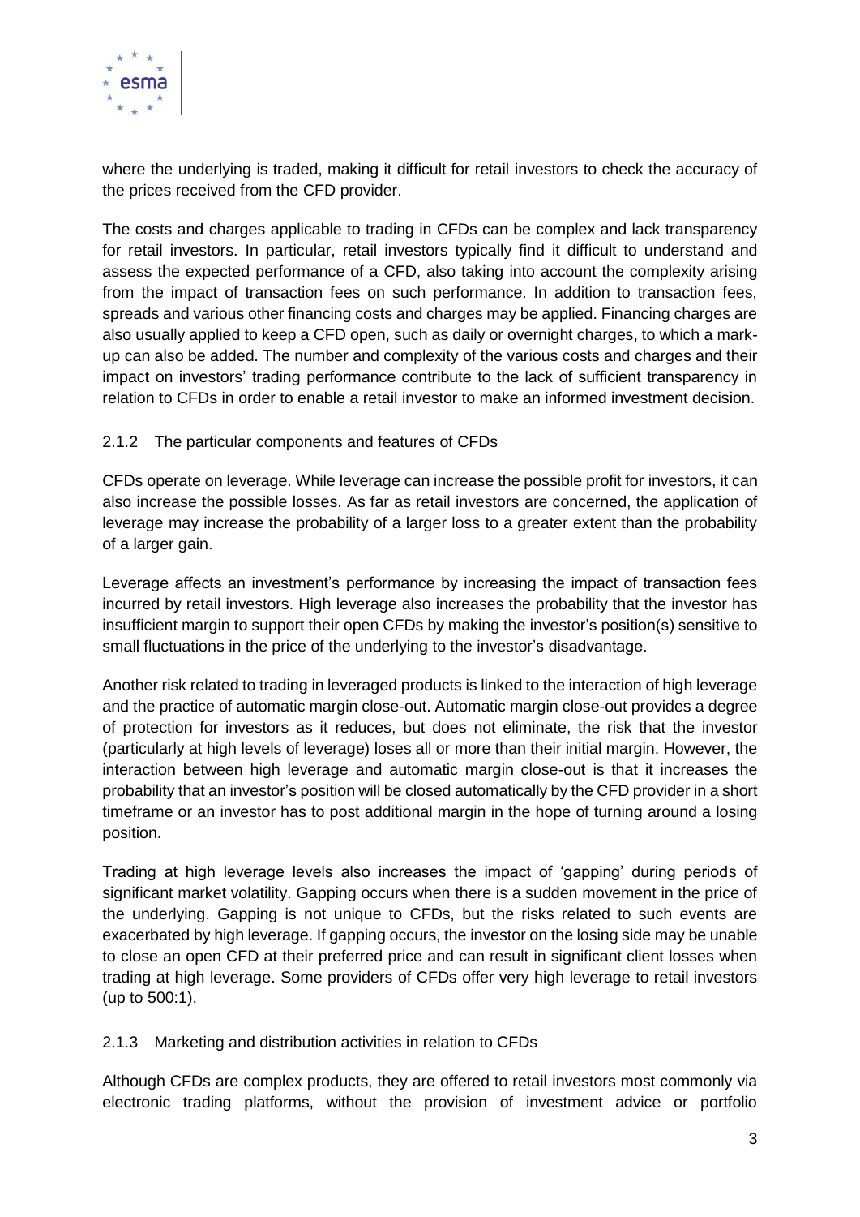where the underlying is traded, making it difficult for retail investors to check the accuracy of the prices received from the CFD provider.

The costs and charges applicable to trading in CFDs can be complex and lack transparency for retail investors. In particular, retail investors typically find it difficult to understand and assess the expected performance of a CFD, also taking into account the complexity arising from the impact of transaction fees on such performance. In addition to transaction fees, spreads and various other financing costs and charges may be applied. Financing charges are also usually applied to keep a CFD open, such as daily or overnight charges, to which a mark-up can also be added. The number and complexity of the various costs and charges and their impact on investors' trading performance contribute to the lack of sufficient transparency in relation to CFDs in order to enable a retail investor to make an informed investment decision.

### 2.1.2 The particular components and features of CFDs

CFDs operate on leverage. While leverage can increase the possible profit for investors, it can also increase the possible losses. As far as retail investors are concerned, the application of leverage may increase the probability of a larger loss to a greater extent than the probability of a larger gain.

Leverage affects an investment's performance by increasing the impact of transaction fees incurred by retail investors. High leverage also increases the probability that the investor has insufficient margin to support their open CFDs by making the investor's position(s) sensitive to small fluctuations in the price of the underlying to the investor's disadvantage.

Another risk related to trading in leveraged products is linked to the interaction of high leverage and the practice of automatic margin close-out. Automatic margin close-out provides a degree of protection for investors as it reduces, but does not eliminate, the risk that the investor (particularly at high levels of leverage) loses all or more than their initial margin. However, the interaction between high leverage and automatic margin close-out is that it increases the probability that an investor's position will be closed automatically by the CFD provider in a short timeframe or an investor has to post additional margin in the hope of turning around a losing position.

Trading at high leverage levels also increases the impact of 'gapping' during periods of significant market volatility. Gapping occurs when there is a sudden movement in the price of the underlying. Gapping is not unique to CFDs, but the risks related to such events are exacerbated by high leverage. If gapping occurs, the investor on the losing side may be unable to close an open CFD at their preferred price and can result in significant client losses when trading at high leverage. Some providers of CFDs offer very high leverage to retail investors (up to 500:1).

### 2.1.3 Marketing and distribution activities in relation to CFDs

Although CFDs are complex products, they are offered to retail investors most commonly via electronic trading platforms, without the provision of investment advice or portfolio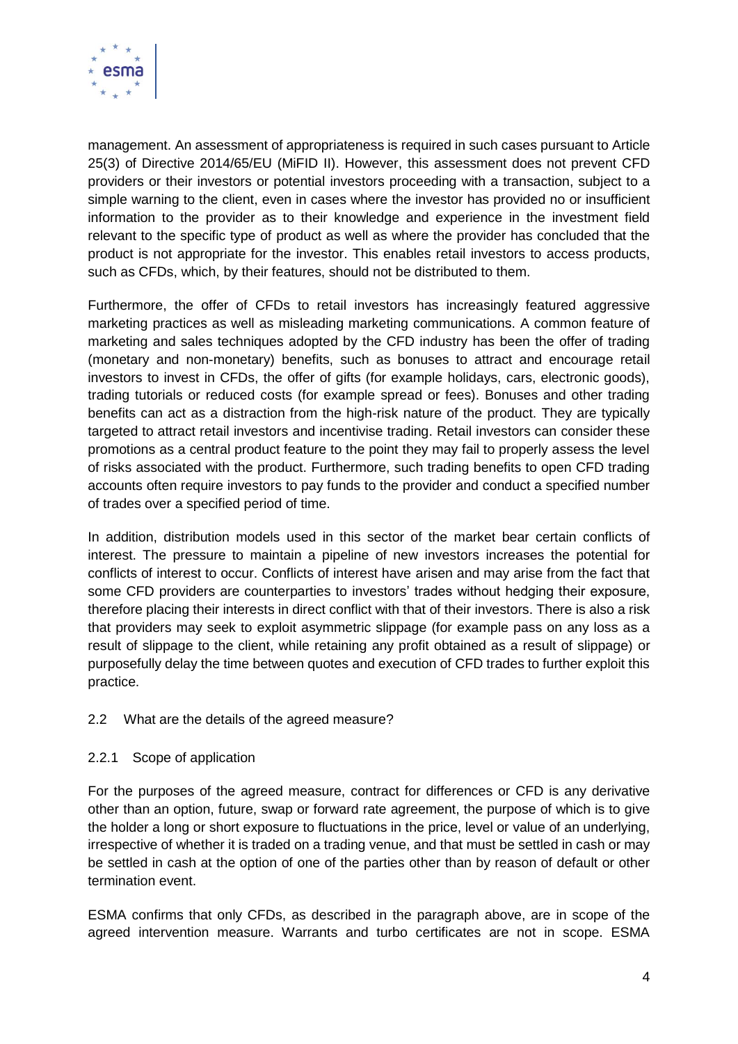management. An assessment of appropriateness is required in such cases pursuant to Article 25(3) of Directive 2014/65/EU (MiFID II). However, this assessment does not prevent CFD providers or their investors or potential investors proceeding with a transaction, subject to a simple warning to the client, even in cases where the investor has provided no or insufficient information to the provider as to their knowledge and experience in the investment field relevant to the specific type of product as well as where the provider has concluded that the product is not appropriate for the investor. This enables retail investors to access products, such as CFDs, which, by their features, should not be distributed to them.

Furthermore, the offer of CFDs to retail investors has increasingly featured aggressive marketing practices as well as misleading marketing communications. A common feature of marketing and sales techniques adopted by the CFD industry has been the offer of trading (monetary and non-monetary) benefits, such as bonuses to attract and encourage retail investors to invest in CFDs, the offer of gifts (for example holidays, cars, electronic goods), trading tutorials or reduced costs (for example spread or fees). Bonuses and other trading benefits can act as a distraction from the high-risk nature of the product. They are typically targeted to attract retail investors and incentivise trading. Retail investors can consider these promotions as a central product feature to the point they may fail to properly assess the level of risks associated with the product. Furthermore, such trading benefits to open CFD trading accounts often require investors to pay funds to the provider and conduct a specified number of trades over a specified period of time.

In addition, distribution models used in this sector of the market bear certain conflicts of interest. The pressure to maintain a pipeline of new investors increases the potential for conflicts of interest to occur. Conflicts of interest have arisen and may arise from the fact that some CFD providers are counterparties to investors' trades without hedging their exposure, therefore placing their interests in direct conflict with that of their investors. There is also a risk that providers may seek to exploit asymmetric slippage (for example pass on any loss as a result of slippage to the client, while retaining any profit obtained as a result of slippage) or purposefully delay the time between quotes and execution of CFD trades to further exploit this practice.

## 2.2 What are the details of the agreed measure?

### 2.2.1 Scope of application

For the purposes of the agreed measure, contract for differences or CFD is any derivative other than an option, future, swap or forward rate agreement, the purpose of which is to give the holder a long or short exposure to fluctuations in the price, level or value of an underlying, irrespective of whether it is traded on a trading venue, and that must be settled in cash or may be settled in cash at the option of one of the parties other than by reason of default or other termination event.

ESMA confirms that only CFDs, as described in the paragraph above, are in scope of the agreed intervention measure. Warrants and turbo certificates are not in scope. ESMA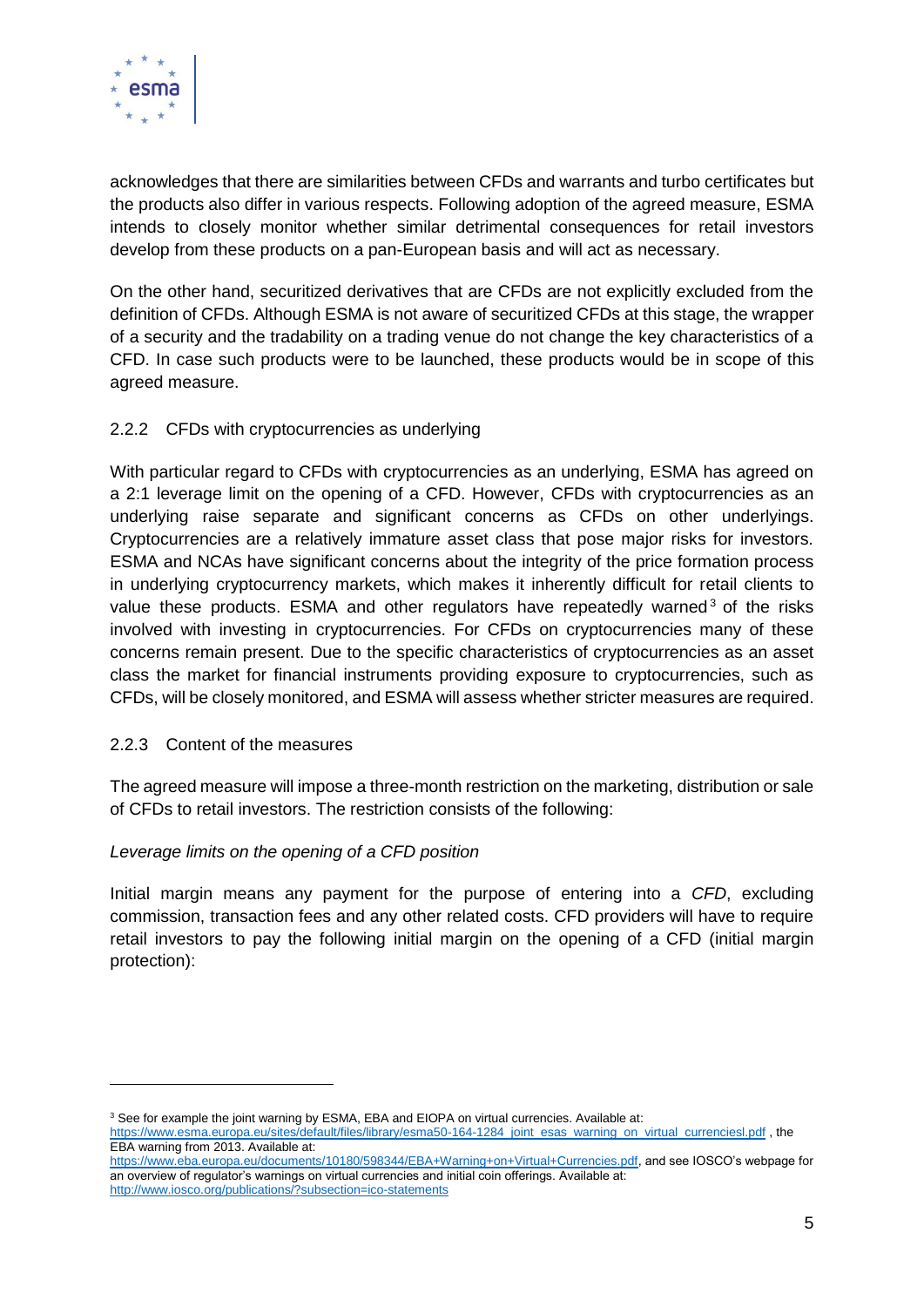acknowledges that there are similarities between CFDs and warrants and turbo certificates but the products also differ in various respects. Following adoption of the agreed measure, ESMA intends to closely monitor whether similar detrimental consequences for retail investors develop from these products on a pan-European basis and will act as necessary.

On the other hand, securitized derivatives that are CFDs are not explicitly excluded from the definition of CFDs. Although ESMA is not aware of securitized CFDs at this stage, the wrapper of a security and the tradability on a trading venue do not change the key characteristics of a CFD. In case such products were to be launched, these products would be in scope of this agreed measure.

### 2.2.2 CFDs with cryptocurrencies as underlying

With particular regard to CFDs with cryptocurrencies as an underlying, ESMA has agreed on a 2:1 leverage limit on the opening of a CFD. However, CFDs with cryptocurrencies as an underlying raise separate and significant concerns as CFDs on other underlyings. Cryptocurrencies are a relatively immature asset class that pose major risks for investors. ESMA and NCAs have significant concerns about the integrity of the price formation process in underlying cryptocurrency markets, which makes it inherently difficult for retail clients to value these products. ESMA and other regulators have repeatedly warned[3] of the risks involved with investing in cryptocurrencies. For CFDs on cryptocurrencies many of these concerns remain present. Due to the specific characteristics of cryptocurrencies as an asset class the market for financial instruments providing exposure to cryptocurrencies, such as CFDs, will be closely monitored, and ESMA will assess whether stricter measures are required.

### 2.2.3 Content of the measures

The agreed measure will impose a three-month restriction on the marketing, distribution or sale of CFDs to retail investors. The restriction consists of the following:

*Leverage limits on the opening of a CFD position*

Initial margin means any payment for the purpose of entering into a *CFD*, excluding commission, transaction fees and any other related costs. CFD providers will have to require retail investors to pay the following initial margin on the opening of a CFD (initial margin protection):

---

[3] See for example the joint warning by ESMA, EBA and EIOPA on virtual currencies. Available at: https://www.esma.europa.eu/sites/default/files/library/esma50-164-1284_joint_esas_warning_on_virtual_currenciesl.pdf , the EBA warning from 2013. Available at: https://www.eba.europa.eu/documents/10180/598344/EBA+Warning+on+Virtual+Currencies.pdf, and see IOSCO's webpage for an overview of regulator's warnings on virtual currencies and initial coin offerings. Available at: http://www.iosco.org/publications/?subsection=ico-statements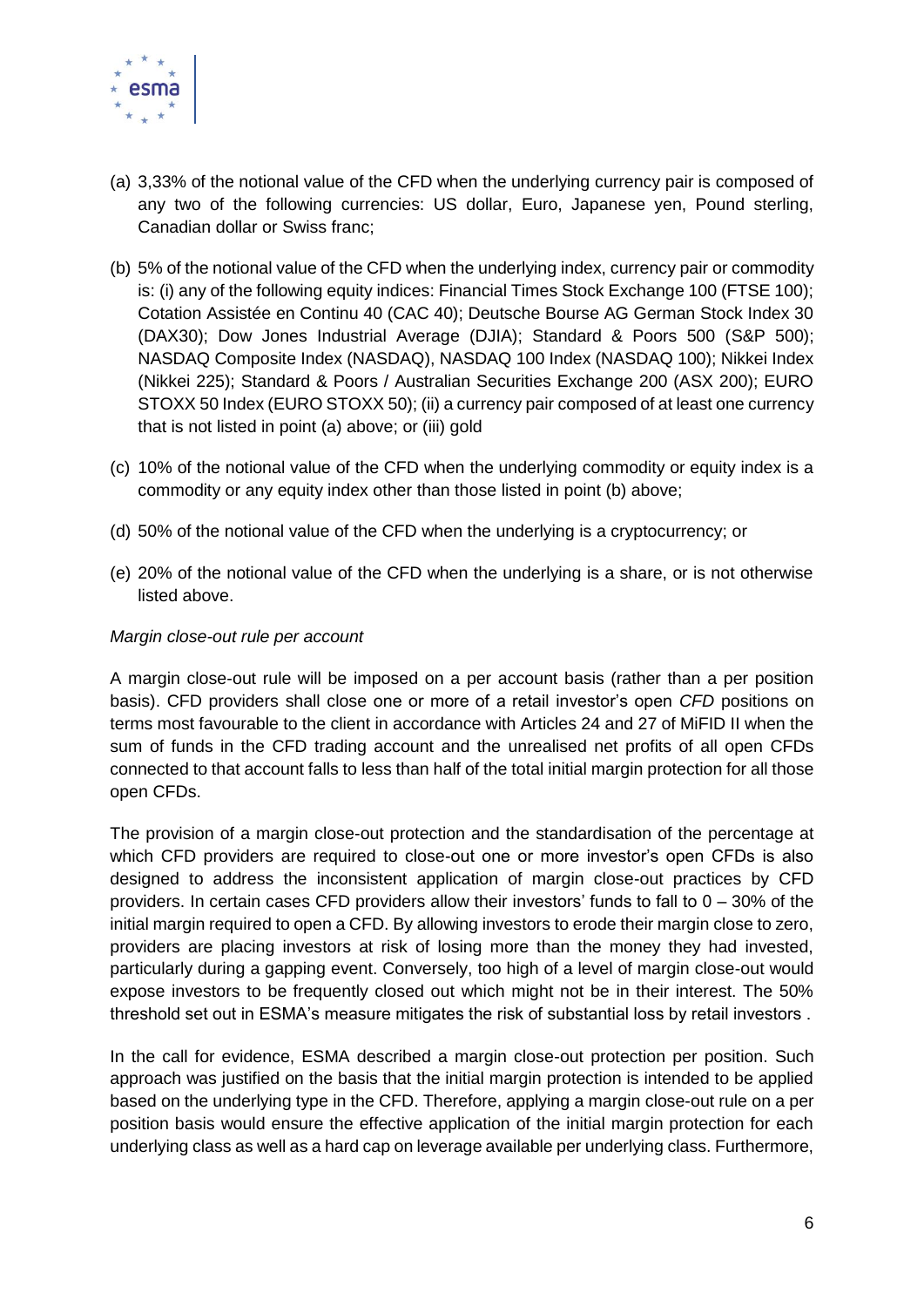(a) 3,33% of the notional value of the CFD when the underlying currency pair is composed of any two of the following currencies: US dollar, Euro, Japanese yen, Pound sterling, Canadian dollar or Swiss franc;

(b) 5% of the notional value of the CFD when the underlying index, currency pair or commodity is: (i) any of the following equity indices: Financial Times Stock Exchange 100 (FTSE 100); Cotation Assistée en Continu 40 (CAC 40); Deutsche Bourse AG German Stock Index 30 (DAX30); Dow Jones Industrial Average (DJIA); Standard & Poors 500 (S&P 500); NASDAQ Composite Index (NASDAQ), NASDAQ 100 Index (NASDAQ 100); Nikkei Index (Nikkei 225); Standard & Poors / Australian Securities Exchange 200 (ASX 200); EURO STOXX 50 Index (EURO STOXX 50); (ii) a currency pair composed of at least one currency that is not listed in point (a) above; or (iii) gold

(c) 10% of the notional value of the CFD when the underlying commodity or equity index is a commodity or any equity index other than those listed in point (b) above;

(d) 50% of the notional value of the CFD when the underlying is a cryptocurrency; or

(e) 20% of the notional value of the CFD when the underlying is a share, or is not otherwise listed above.

*Margin close-out rule per account*

A margin close-out rule will be imposed on a per account basis (rather than a per position basis). CFD providers shall close one or more of a retail investor's open *CFD* positions on terms most favourable to the client in accordance with Articles 24 and 27 of MiFID II when the sum of funds in the CFD trading account and the unrealised net profits of all open CFDs connected to that account falls to less than half of the total initial margin protection for all those open CFDs.

The provision of a margin close-out protection and the standardisation of the percentage at which CFD providers are required to close-out one or more investor's open CFDs is also designed to address the inconsistent application of margin close-out practices by CFD providers. In certain cases CFD providers allow their investors' funds to fall to 0 – 30% of the initial margin required to open a CFD. By allowing investors to erode their margin close to zero, providers are placing investors at risk of losing more than the money they had invested, particularly during a gapping event. Conversely, too high of a level of margin close-out would expose investors to be frequently closed out which might not be in their interest. The 50% threshold set out in ESMA's measure mitigates the risk of substantial loss by retail investors .

In the call for evidence, ESMA described a margin close-out protection per position. Such approach was justified on the basis that the initial margin protection is intended to be applied based on the underlying type in the CFD. Therefore, applying a margin close-out rule on a per position basis would ensure the effective application of the initial margin protection for each underlying class as well as a hard cap on leverage available per underlying class. Furthermore,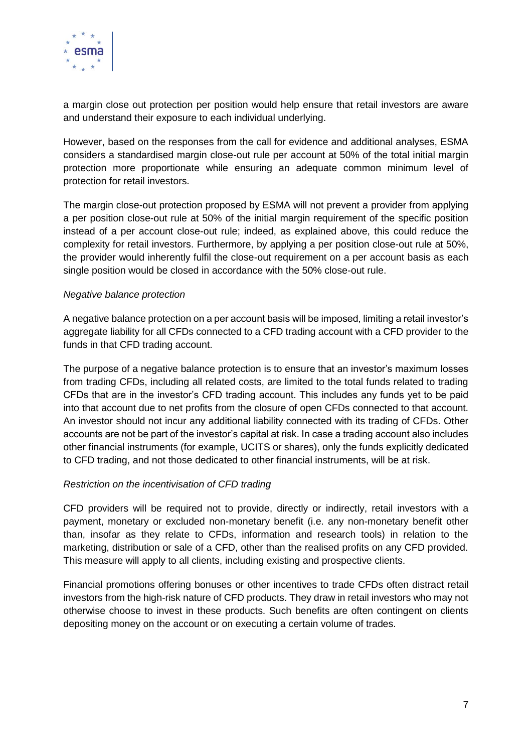a margin close out protection per position would help ensure that retail investors are aware and understand their exposure to each individual underlying.

However, based on the responses from the call for evidence and additional analyses, ESMA considers a standardised margin close-out rule per account at 50% of the total initial margin protection more proportionate while ensuring an adequate common minimum level of protection for retail investors.

The margin close-out protection proposed by ESMA will not prevent a provider from applying a per position close-out rule at 50% of the initial margin requirement of the specific position instead of a per account close-out rule; indeed, as explained above, this could reduce the complexity for retail investors. Furthermore, by applying a per position close-out rule at 50%, the provider would inherently fulfil the close-out requirement on a per account basis as each single position would be closed in accordance with the 50% close-out rule.

*Negative balance protection*

A negative balance protection on a per account basis will be imposed, limiting a retail investor's aggregate liability for all CFDs connected to a CFD trading account with a CFD provider to the funds in that CFD trading account.

The purpose of a negative balance protection is to ensure that an investor's maximum losses from trading CFDs, including all related costs, are limited to the total funds related to trading CFDs that are in the investor's CFD trading account. This includes any funds yet to be paid into that account due to net profits from the closure of open CFDs connected to that account. An investor should not incur any additional liability connected with its trading of CFDs. Other accounts are not be part of the investor's capital at risk. In case a trading account also includes other financial instruments (for example, UCITS or shares), only the funds explicitly dedicated to CFD trading, and not those dedicated to other financial instruments, will be at risk.

*Restriction on the incentivisation of CFD trading*

CFD providers will be required not to provide, directly or indirectly, retail investors with a payment, monetary or excluded non-monetary benefit (i.e. any non-monetary benefit other than, insofar as they relate to CFDs, information and research tools) in relation to the marketing, distribution or sale of a CFD, other than the realised profits on any CFD provided. This measure will apply to all clients, including existing and prospective clients.

Financial promotions offering bonuses or other incentives to trade CFDs often distract retail investors from the high-risk nature of CFD products. They draw in retail investors who may not otherwise choose to invest in these products. Such benefits are often contingent on clients depositing money on the account or on executing a certain volume of trades.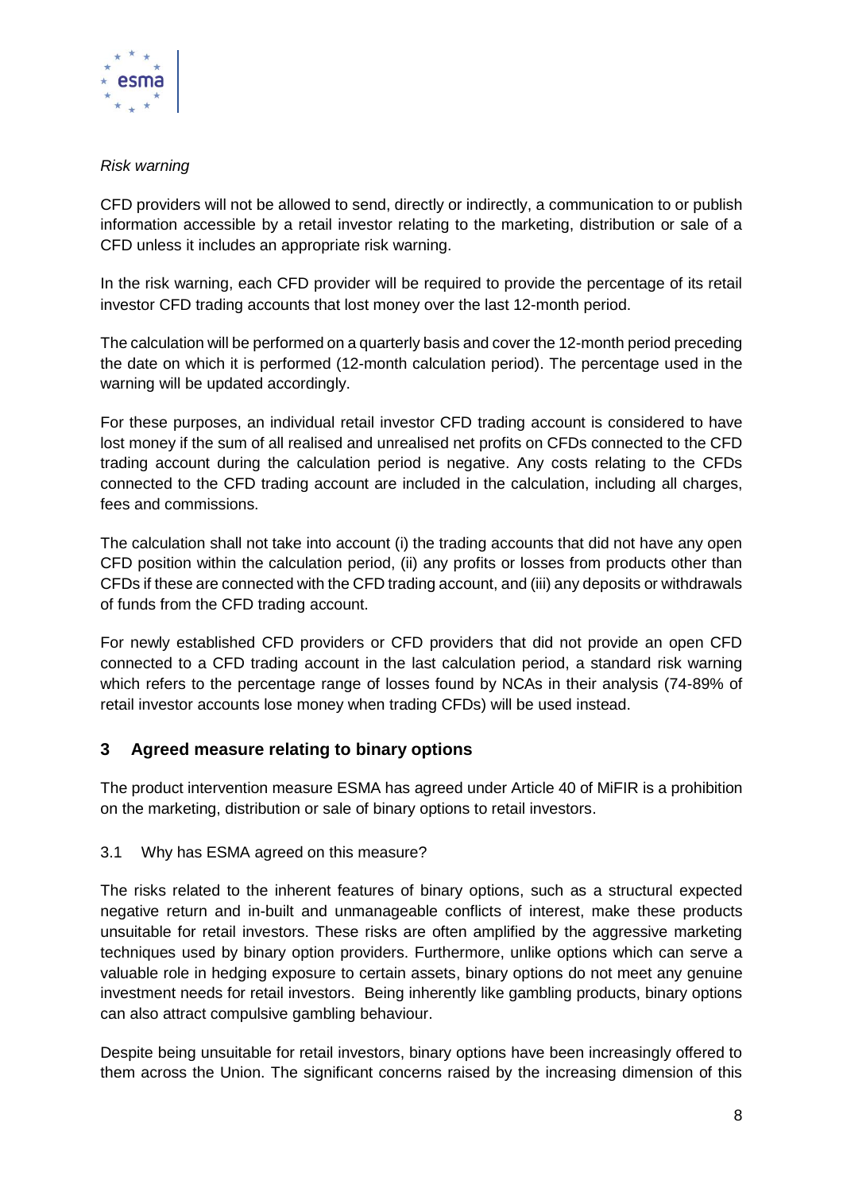*Risk warning*

CFD providers will not be allowed to send, directly or indirectly, a communication to or publish information accessible by a retail investor relating to the marketing, distribution or sale of a CFD unless it includes an appropriate risk warning.

In the risk warning, each CFD provider will be required to provide the percentage of its retail investor CFD trading accounts that lost money over the last 12-month period.

The calculation will be performed on a quarterly basis and cover the 12-month period preceding the date on which it is performed (12-month calculation period). The percentage used in the warning will be updated accordingly.

For these purposes, an individual retail investor CFD trading account is considered to have lost money if the sum of all realised and unrealised net profits on CFDs connected to the CFD trading account during the calculation period is negative. Any costs relating to the CFDs connected to the CFD trading account are included in the calculation, including all charges, fees and commissions.

The calculation shall not take into account (i) the trading accounts that did not have any open CFD position within the calculation period, (ii) any profits or losses from products other than CFDs if these are connected with the CFD trading account, and (iii) any deposits or withdrawals of funds from the CFD trading account.

For newly established CFD providers or CFD providers that did not provide an open CFD connected to a CFD trading account in the last calculation period, a standard risk warning which refers to the percentage range of losses found by NCAs in their analysis (74-89% of retail investor accounts lose money when trading CFDs) will be used instead.

## 3 Agreed measure relating to binary options

The product intervention measure ESMA has agreed under Article 40 of MiFIR is a prohibition on the marketing, distribution or sale of binary options to retail investors.

### 3.1 Why has ESMA agreed on this measure?

The risks related to the inherent features of binary options, such as a structural expected negative return and in-built and unmanageable conflicts of interest, make these products unsuitable for retail investors. These risks are often amplified by the aggressive marketing techniques used by binary option providers. Furthermore, unlike options which can serve a valuable role in hedging exposure to certain assets, binary options do not meet any genuine investment needs for retail investors. Being inherently like gambling products, binary options can also attract compulsive gambling behaviour.

Despite being unsuitable for retail investors, binary options have been increasingly offered to them across the Union. The significant concerns raised by the increasing dimension of this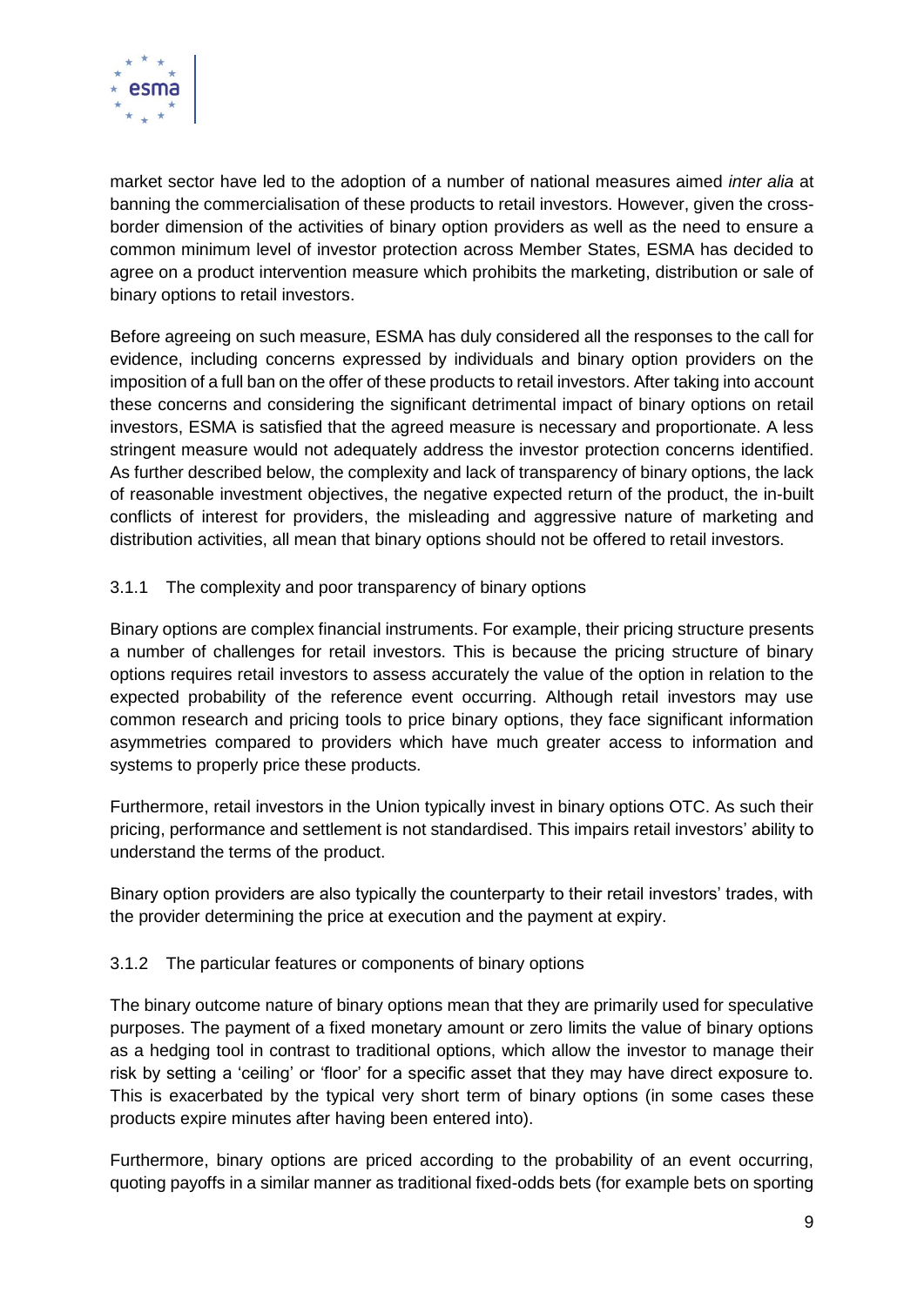market sector have led to the adoption of a number of national measures aimed *inter alia* at banning the commercialisation of these products to retail investors. However, given the cross-border dimension of the activities of binary option providers as well as the need to ensure a common minimum level of investor protection across Member States, ESMA has decided to agree on a product intervention measure which prohibits the marketing, distribution or sale of binary options to retail investors.

Before agreeing on such measure, ESMA has duly considered all the responses to the call for evidence, including concerns expressed by individuals and binary option providers on the imposition of a full ban on the offer of these products to retail investors. After taking into account these concerns and considering the significant detrimental impact of binary options on retail investors, ESMA is satisfied that the agreed measure is necessary and proportionate. A less stringent measure would not adequately address the investor protection concerns identified. As further described below, the complexity and lack of transparency of binary options, the lack of reasonable investment objectives, the negative expected return of the product, the in-built conflicts of interest for providers, the misleading and aggressive nature of marketing and distribution activities, all mean that binary options should not be offered to retail investors.

### 3.1.1 The complexity and poor transparency of binary options

Binary options are complex financial instruments. For example, their pricing structure presents a number of challenges for retail investors. This is because the pricing structure of binary options requires retail investors to assess accurately the value of the option in relation to the expected probability of the reference event occurring. Although retail investors may use common research and pricing tools to price binary options, they face significant information asymmetries compared to providers which have much greater access to information and systems to properly price these products.

Furthermore, retail investors in the Union typically invest in binary options OTC. As such their pricing, performance and settlement is not standardised. This impairs retail investors' ability to understand the terms of the product.

Binary option providers are also typically the counterparty to their retail investors' trades, with the provider determining the price at execution and the payment at expiry.

### 3.1.2 The particular features or components of binary options

The binary outcome nature of binary options mean that they are primarily used for speculative purposes. The payment of a fixed monetary amount or zero limits the value of binary options as a hedging tool in contrast to traditional options, which allow the investor to manage their risk by setting a 'ceiling' or 'floor' for a specific asset that they may have direct exposure to. This is exacerbated by the typical very short term of binary options (in some cases these products expire minutes after having been entered into).

Furthermore, binary options are priced according to the probability of an event occurring, quoting payoffs in a similar manner as traditional fixed-odds bets (for example bets on sporting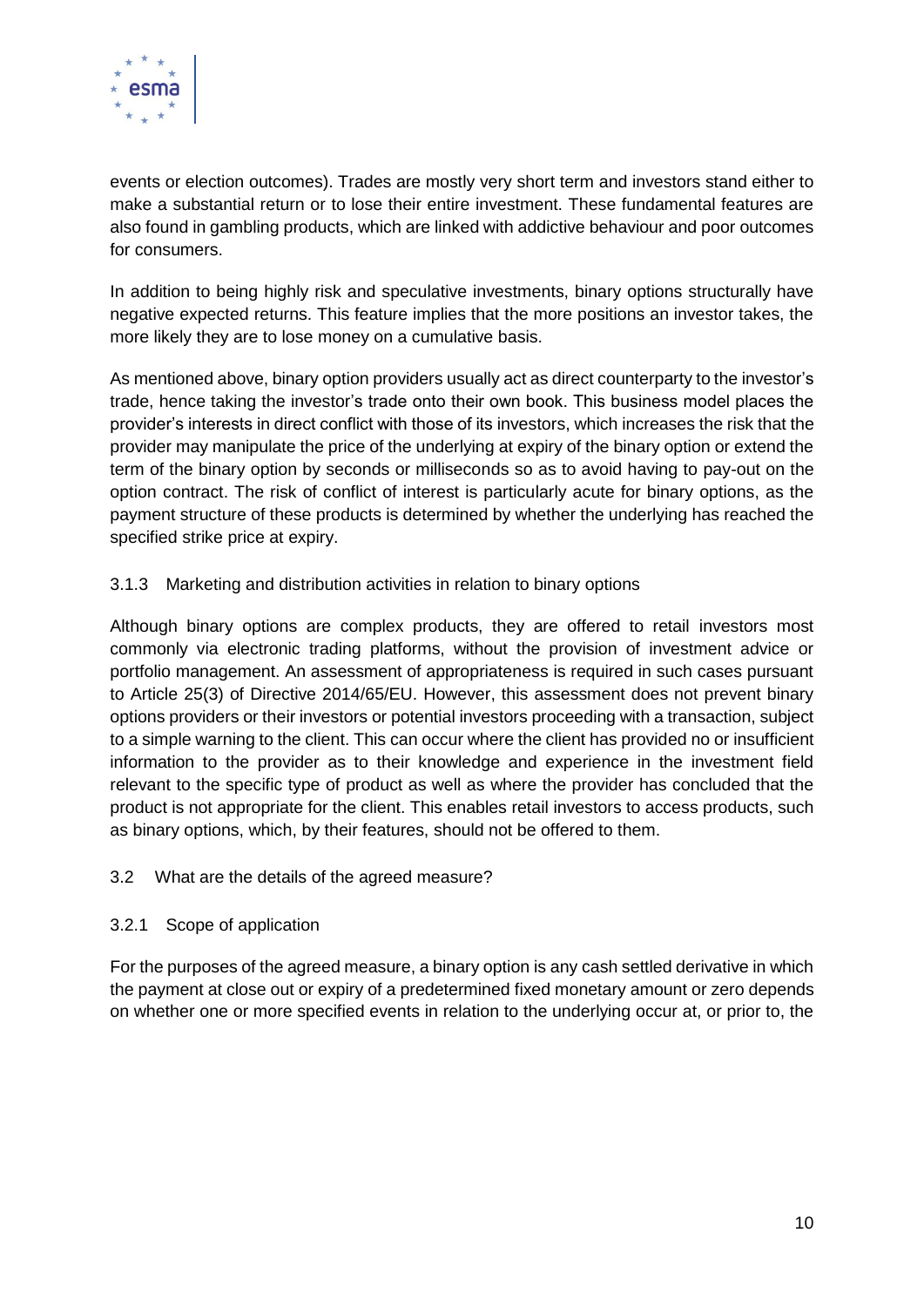events or election outcomes). Trades are mostly very short term and investors stand either to make a substantial return or to lose their entire investment. These fundamental features are also found in gambling products, which are linked with addictive behaviour and poor outcomes for consumers.

In addition to being highly risk and speculative investments, binary options structurally have negative expected returns. This feature implies that the more positions an investor takes, the more likely they are to lose money on a cumulative basis.

As mentioned above, binary option providers usually act as direct counterparty to the investor's trade, hence taking the investor's trade onto their own book. This business model places the provider's interests in direct conflict with those of its investors, which increases the risk that the provider may manipulate the price of the underlying at expiry of the binary option or extend the term of the binary option by seconds or milliseconds so as to avoid having to pay-out on the option contract. The risk of conflict of interest is particularly acute for binary options, as the payment structure of these products is determined by whether the underlying has reached the specified strike price at expiry.

### 3.1.3 Marketing and distribution activities in relation to binary options

Although binary options are complex products, they are offered to retail investors most commonly via electronic trading platforms, without the provision of investment advice or portfolio management. An assessment of appropriateness is required in such cases pursuant to Article 25(3) of Directive 2014/65/EU. However, this assessment does not prevent binary options providers or their investors or potential investors proceeding with a transaction, subject to a simple warning to the client. This can occur where the client has provided no or insufficient information to the provider as to their knowledge and experience in the investment field relevant to the specific type of product as well as where the provider has concluded that the product is not appropriate for the client. This enables retail investors to access products, such as binary options, which, by their features, should not be offered to them.

## 3.2 What are the details of the agreed measure?

### 3.2.1 Scope of application

For the purposes of the agreed measure, a binary option is any cash settled derivative in which the payment at close out or expiry of a predetermined fixed monetary amount or zero depends on whether one or more specified events in relation to the underlying occur at, or prior to, the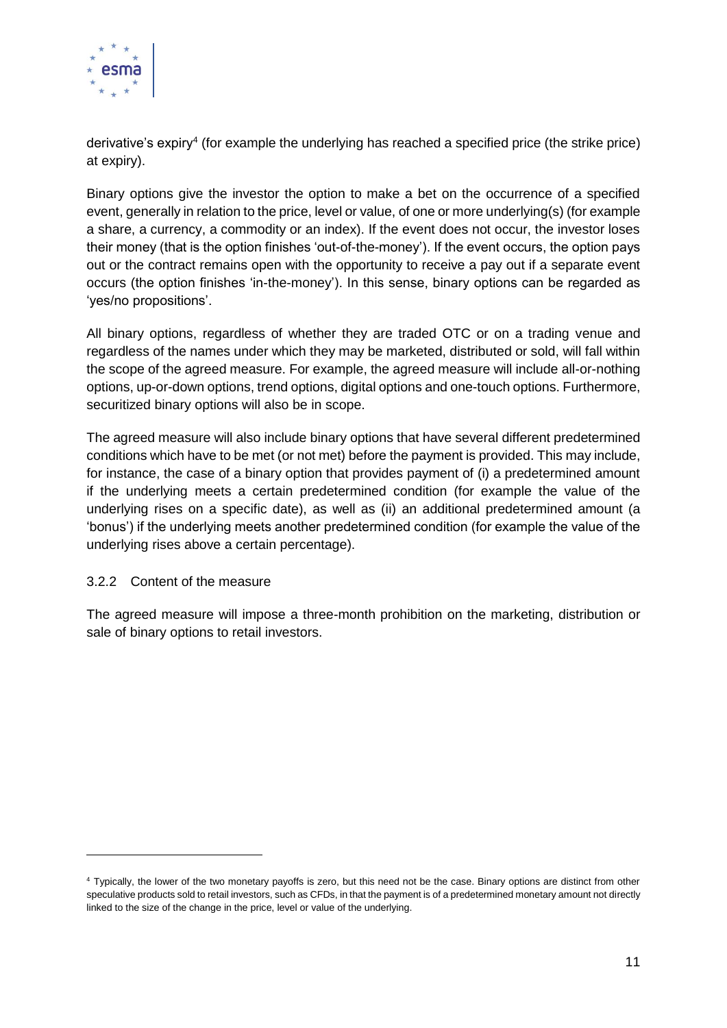derivative's expiry[4] (for example the underlying has reached a specified price (the strike price) at expiry).

Binary options give the investor the option to make a bet on the occurrence of a specified event, generally in relation to the price, level or value, of one or more underlying(s) (for example a share, a currency, a commodity or an index). If the event does not occur, the investor loses their money (that is the option finishes 'out-of-the-money'). If the event occurs, the option pays out or the contract remains open with the opportunity to receive a pay out if a separate event occurs (the option finishes 'in-the-money'). In this sense, binary options can be regarded as 'yes/no propositions'.

All binary options, regardless of whether they are traded OTC or on a trading venue and regardless of the names under which they may be marketed, distributed or sold, will fall within the scope of the agreed measure. For example, the agreed measure will include all-or-nothing options, up-or-down options, trend options, digital options and one-touch options. Furthermore, securitized binary options will also be in scope.

The agreed measure will also include binary options that have several different predetermined conditions which have to be met (or not met) before the payment is provided. This may include, for instance, the case of a binary option that provides payment of (i) a predetermined amount if the underlying meets a certain predetermined condition (for example the value of the underlying rises on a specific date), as well as (ii) an additional predetermined amount (a 'bonus') if the underlying meets another predetermined condition (for example the value of the underlying rises above a certain percentage).

### 3.2.2 Content of the measure

The agreed measure will impose a three-month prohibition on the marketing, distribution or sale of binary options to retail investors.

---

[4] Typically, the lower of the two monetary payoffs is zero, but this need not be the case. Binary options are distinct from other speculative products sold to retail investors, such as CFDs, in that the payment is of a predetermined monetary amount not directly linked to the size of the change in the price, level or value of the underlying.